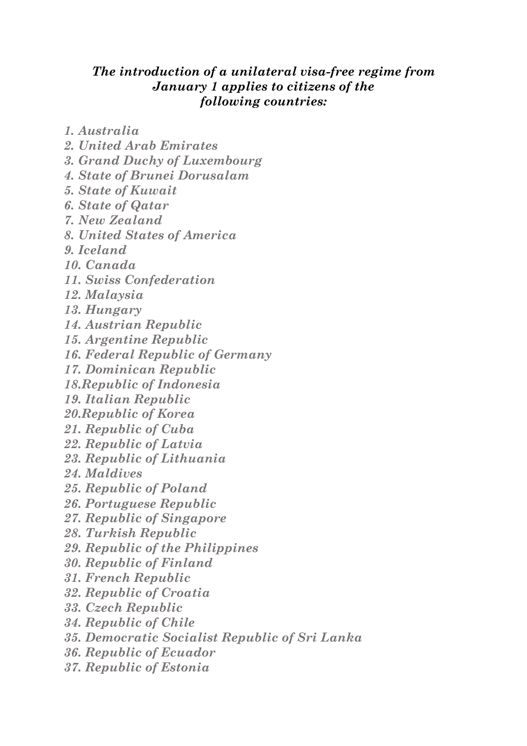***The introduction of a unilateral visa-free regime from January 1 applies to citizens of the following countries:***

*1. Australia*
*2. United Arab Emirates*
*3. Grand Duchy of Luxembourg*
*4. State of Brunei Dorusalam*
*5. State of Kuwait*
*6. State of Qatar*
*7. New Zealand*
*8. United States of America*
*9. Iceland*
*10. Canada*
*11. Swiss Confederation*
*12. Malaysia*
*13. Hungary*
*14. Austrian Republic*
*15. Argentine Republic*
*16. Federal Republic of Germany*
*17. Dominican Republic*
*18.Republic of Indonesia*
*19. Italian Republic*
*20.Republic of Korea*
*21. Republic of Cuba*
*22. Republic of Latvia*
*23. Republic of Lithuania*
*24. Maldives*
*25. Republic of Poland*
*26. Portuguese Republic*
*27. Republic of Singapore*
*28. Turkish Republic*
*29. Republic of the Philippines*
*30. Republic of Finland*
*31. French Republic*
*32. Republic of Croatia*
*33. Czech Republic*
*34. Republic of Chile*
*35. Democratic Socialist Republic of Sri Lanka*
*36. Republic of Ecuador*
*37. Republic of Estonia*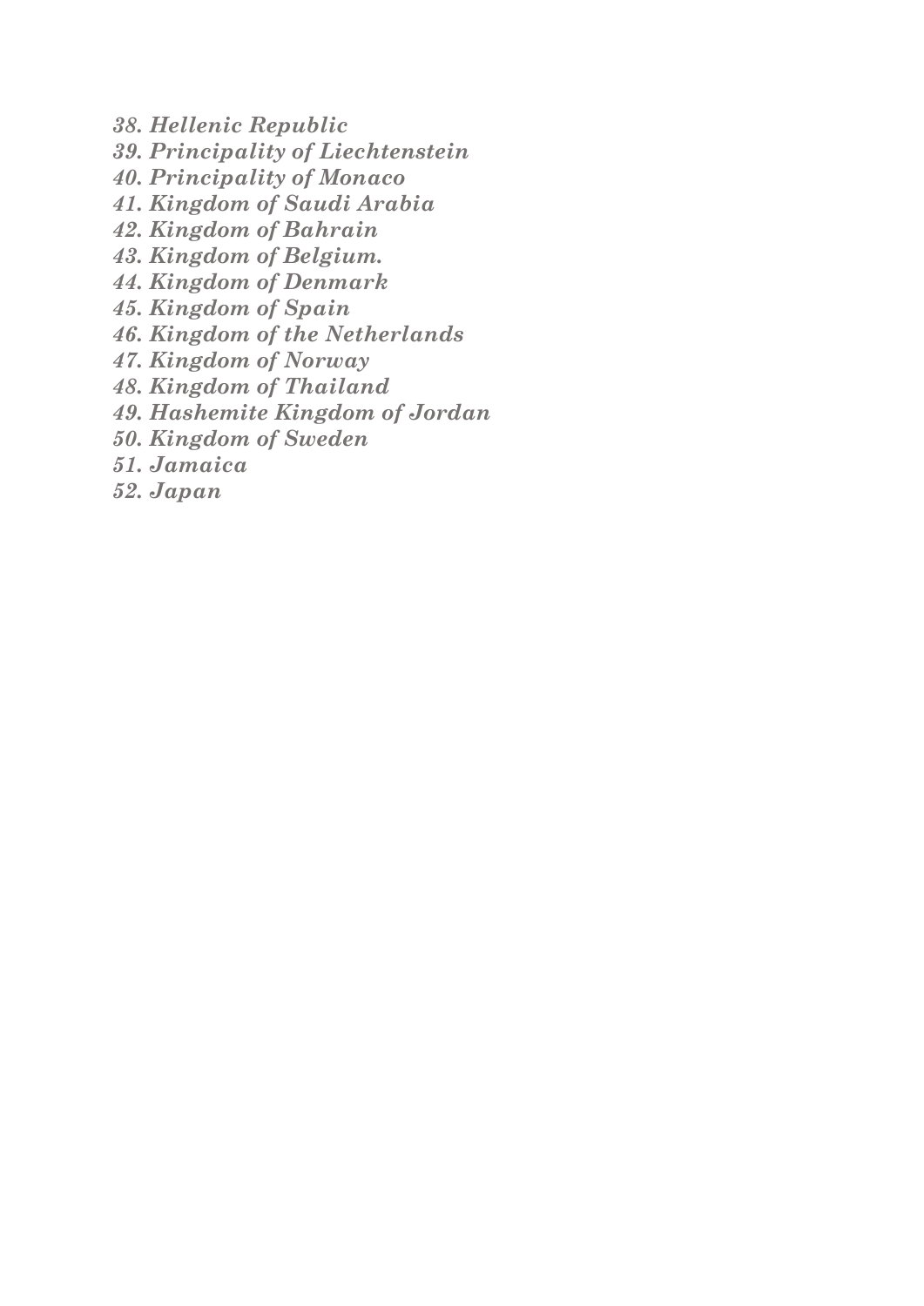*38. Hellenic Republic*
*39. Principality of Liechtenstein*
*40. Principality of Monaco*
*41. Kingdom of Saudi Arabia*
*42. Kingdom of Bahrain*
*43. Kingdom of Belgium.*
*44. Kingdom of Denmark*
*45. Kingdom of Spain*
*46. Kingdom of the Netherlands*
*47. Kingdom of Norway*
*48. Kingdom of Thailand*
*49. Hashemite Kingdom of Jordan*
*50. Kingdom of Sweden*
*51. Jamaica*
*52. Japan*